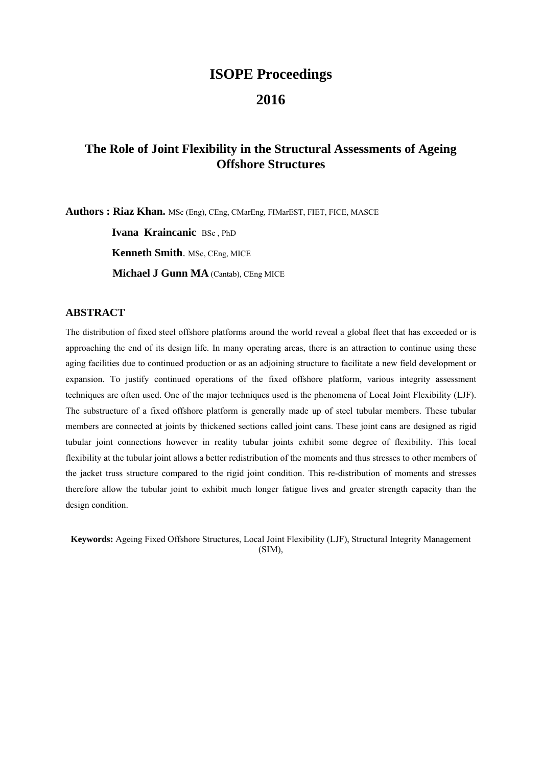# ISOPE Proceedings

# 2016

## The Role of Joint Flexibility in the Structural Assessments of Ageing Offshore Structures

**Authors : Riaz Khan.** MSc (Eng), CEng, CMarEng, FIMarEST, FIET, FICE, MASCE

**Ivana Kraincanic** BSc , PhD

**Kenneth Smith**. MSc, CEng, MICE

**Michael J Gunn MA** (Cantab), CEng MICE

## ABSTRACT

The distribution of fixed steel offshore platforms around the world reveal a global fleet that has exceeded or is approaching the end of its design life. In many operating areas, there is an attraction to continue using these aging facilities due to continued production or as an adjoining structure to facilitate a new field development or expansion. To justify continued operations of the fixed offshore platform, various integrity assessment techniques are often used. One of the major techniques used is the phenomena of Local Joint Flexibility (LJF). The substructure of a fixed offshore platform is generally made up of steel tubular members. These tubular members are connected at joints by thickened sections called joint cans. These joint cans are designed as rigid tubular joint connections however in reality tubular joints exhibit some degree of flexibility. This local flexibility at the tubular joint allows a better redistribution of the moments and thus stresses to other members of the jacket truss structure compared to the rigid joint condition. This re-distribution of moments and stresses therefore allow the tubular joint to exhibit much longer fatigue lives and greater strength capacity than the design condition.

**Keywords:** Ageing Fixed Offshore Structures, Local Joint Flexibility (LJF), Structural Integrity Management (SIM),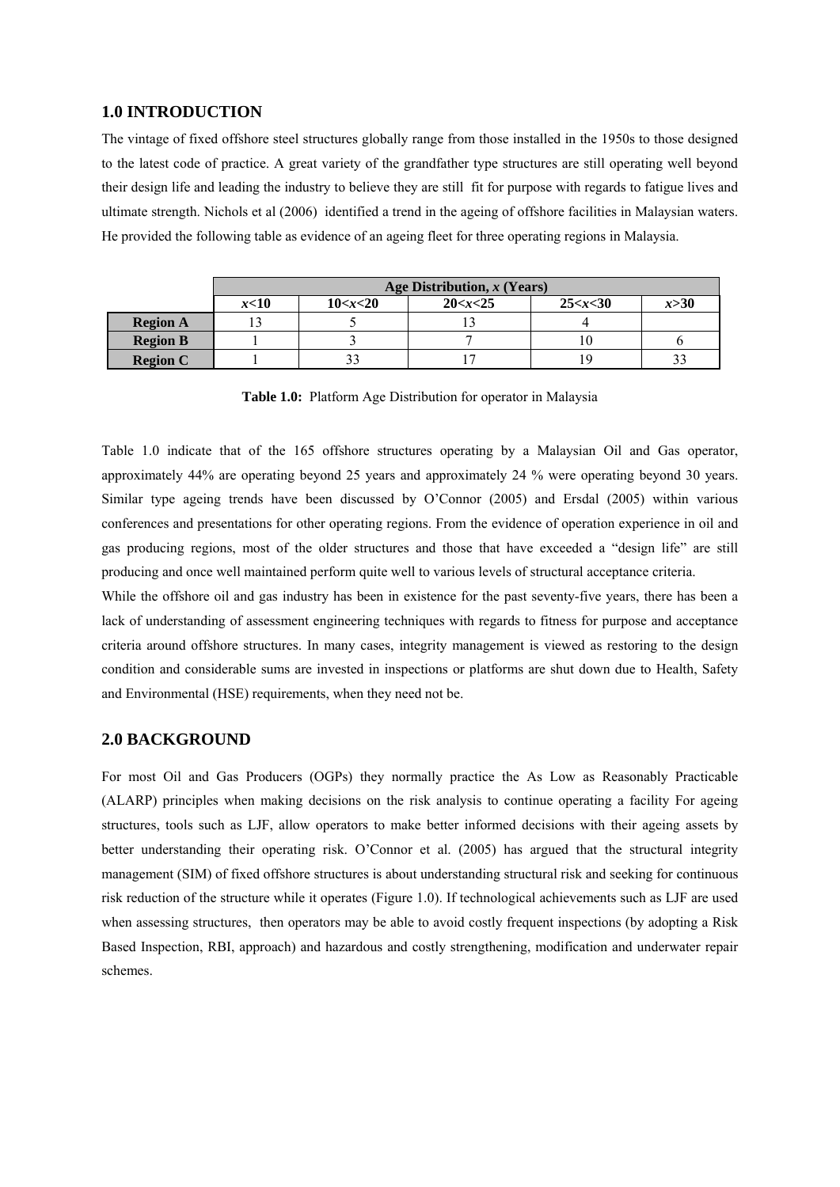## 1.0 INTRODUCTION

The vintage of fixed offshore steel structures globally range from those installed in the 1950s to those designed to the latest code of practice. A great variety of the grandfather type structures are still operating well beyond their design life and leading the industry to believe they are still fit for purpose with regards to fatigue lives and ultimate strength. Nichols et al (2006) identified a trend in the ageing of offshore facilities in Malaysian waters. He provided the following table as evidence of an ageing fleet for three operating regions in Malaysia.

| | Age Distribution, $x$ (Years) | | | | |
|---|---|---|---|---|---|
| | $x<10$ | $10<x<20$ | $20<x<25$ | $25<x<30$ | $x>30$ |
| **Region A** | 13 | 5 | 13 | 4 | |
| **Region B** | 1 | 3 | 7 | 10 | 6 |
| **Region C** | 1 | 33 | 17 | 19 | 33 |

**Table 1.0:** Platform Age Distribution for operator in Malaysia

Table 1.0 indicate that of the 165 offshore structures operating by a Malaysian Oil and Gas operator, approximately 44% are operating beyond 25 years and approximately 24 % were operating beyond 30 years. Similar type ageing trends have been discussed by O'Connor (2005) and Ersdal (2005) within various conferences and presentations for other operating regions. From the evidence of operation experience in oil and gas producing regions, most of the older structures and those that have exceeded a "design life" are still producing and once well maintained perform quite well to various levels of structural acceptance criteria.

While the offshore oil and gas industry has been in existence for the past seventy-five years, there has been a lack of understanding of assessment engineering techniques with regards to fitness for purpose and acceptance criteria around offshore structures. In many cases, integrity management is viewed as restoring to the design condition and considerable sums are invested in inspections or platforms are shut down due to Health, Safety and Environmental (HSE) requirements, when they need not be.

## 2.0 BACKGROUND

For most Oil and Gas Producers (OGPs) they normally practice the As Low as Reasonably Practicable (ALARP) principles when making decisions on the risk analysis to continue operating a facility For ageing structures, tools such as LJF, allow operators to make better informed decisions with their ageing assets by better understanding their operating risk. O'Connor et al. (2005) has argued that the structural integrity management (SIM) of fixed offshore structures is about understanding structural risk and seeking for continuous risk reduction of the structure while it operates (Figure 1.0). If technological achievements such as LJF are used when assessing structures, then operators may be able to avoid costly frequent inspections (by adopting a Risk Based Inspection, RBI, approach) and hazardous and costly strengthening, modification and underwater repair schemes.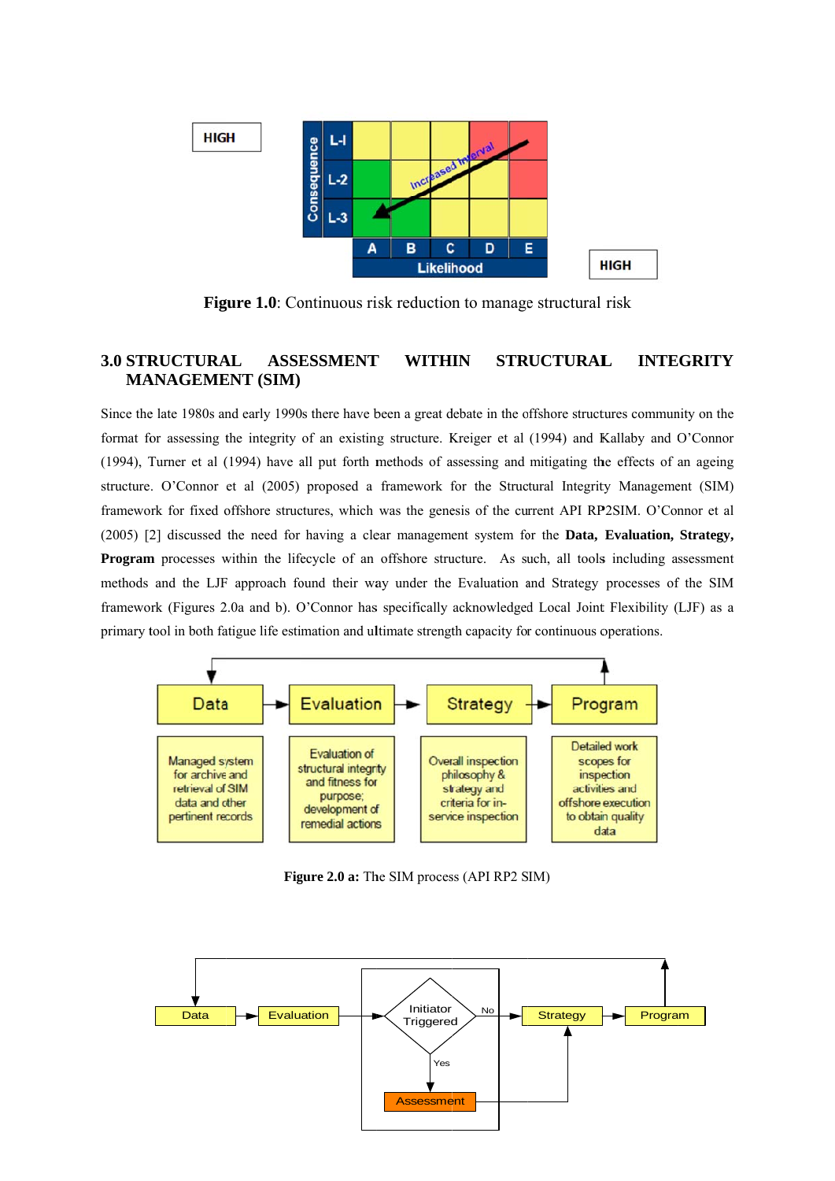Figure 1.0: Continuous risk reduction to manage structural risk

## 3.0 STRUCTURAL ASSESSMENT WITHIN STRUCTURAL INTEGRITY MANAGEMENT (SIM)

Since the late 1980s and early 1990s there have been a great debate in the offshore structures community on the format for assessing the integrity of an existing structure. Kreiger et al (1994) and Kallaby and O'Connor (1994), Turner et al (1994) have all put forth methods of assessing and mitigating the effects of an ageing structure. O'Connor et al (2005) proposed a framework for the Structural Integrity Management (SIM) framework for fixed offshore structures, which was the genesis of the current API RP2SIM. O'Connor et al (2005) [2] discussed the need for having a clear management system for the **Data, Evaluation, Strategy, Program** processes within the lifecycle of an offshore structure. As such, all tools including assessment methods and the LJF approach found their way under the Evaluation and Strategy processes of the SIM framework (Figures 2.0a and b). O'Connor has specifically acknowledged Local Joint Flexibility (LJF) as a primary tool in both fatigue life estimation and ultimate strength capacity for continuous operations.

**Figure 2.0 a:** The SIM process (API RP2 SIM)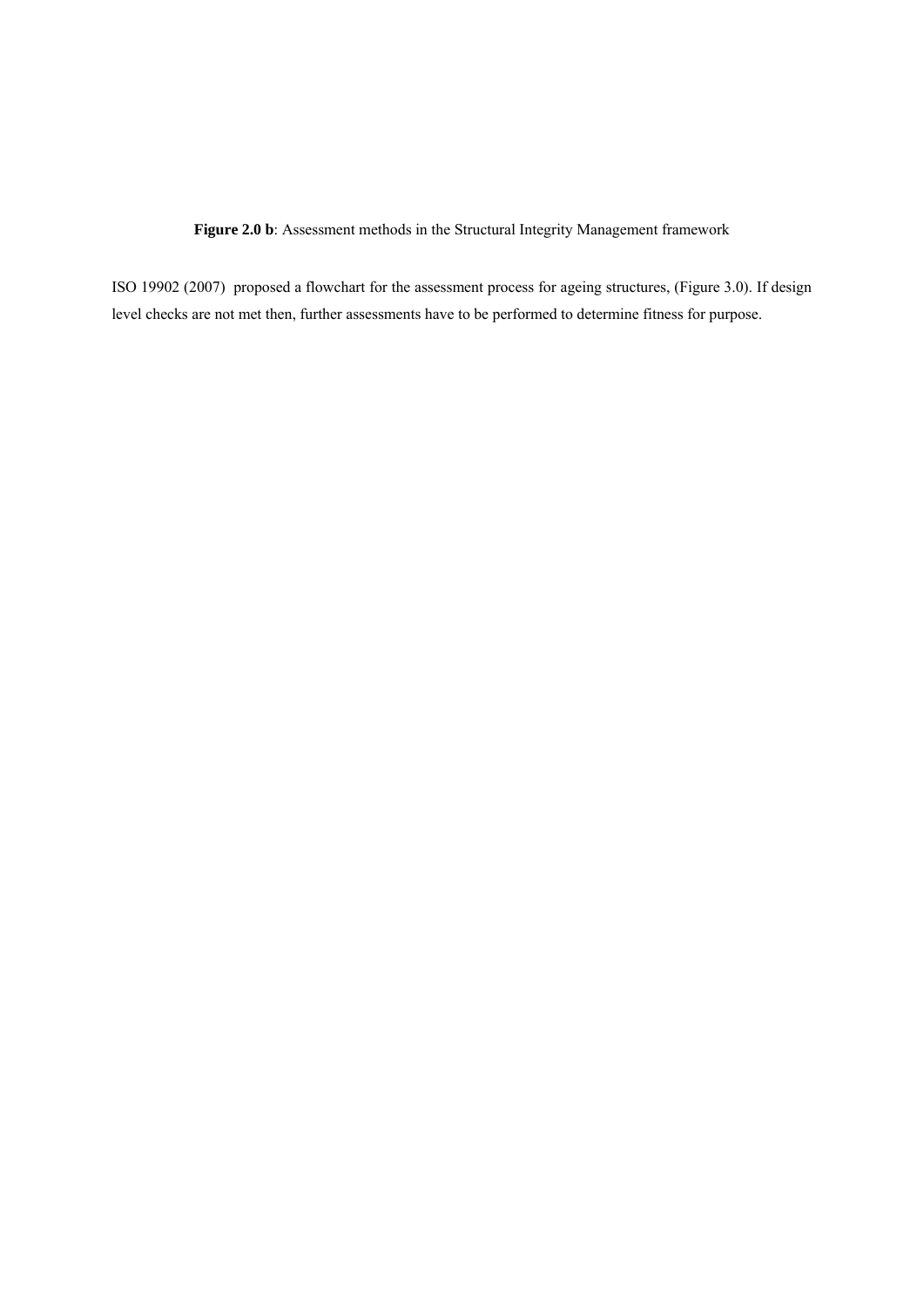**Figure 2.0 b**: Assessment methods in the Structural Integrity Management framework

ISO 19902 (2007) proposed a flowchart for the assessment process for ageing structures, (Figure 3.0). If design level checks are not met then, further assessments have to be performed to determine fitness for purpose.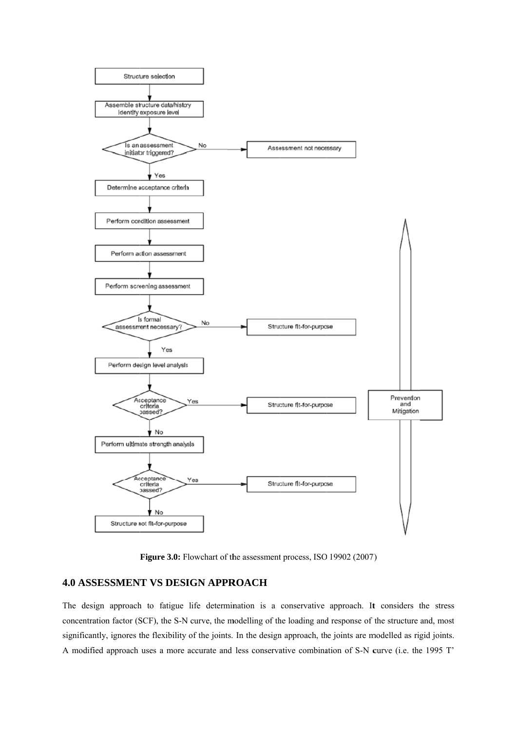Structure selection

Assemble structure data/history
Identify exposure level

Is an assessment initiator triggered? — No → Assessment not necessary

Yes

Determine acceptance criteria

Perform condition assessment

Perform action assessment

Perform screening assessment

Is formal assessment necessary? — No → Structure fit-for-purpose

Yes

Perform design level analysis

Acceptance criteria passed? — Yes → Structure fit-for-purpose

No

Perform ultimate strength analysis

Acceptance criteria passed? — Yes → Structure fit-for-purpose

No

Structure not fit-for-purpose

Prevention and Mitigation

**Figure 3.0:** Flowchart of the assessment process, ISO 19902 (2007)

## 4.0 ASSESSMENT VS DESIGN APPROACH

The design approach to fatigue life determination is a conservative approach. It considers the stress concentration factor (SCF), the S-N curve, the modelling of the loading and response of the structure and, most significantly, ignores the flexibility of the joints. In the design approach, the joints are modelled as rigid joints. A modified approach uses a more accurate and less conservative combination of S-N curve (i.e. the 1995 T'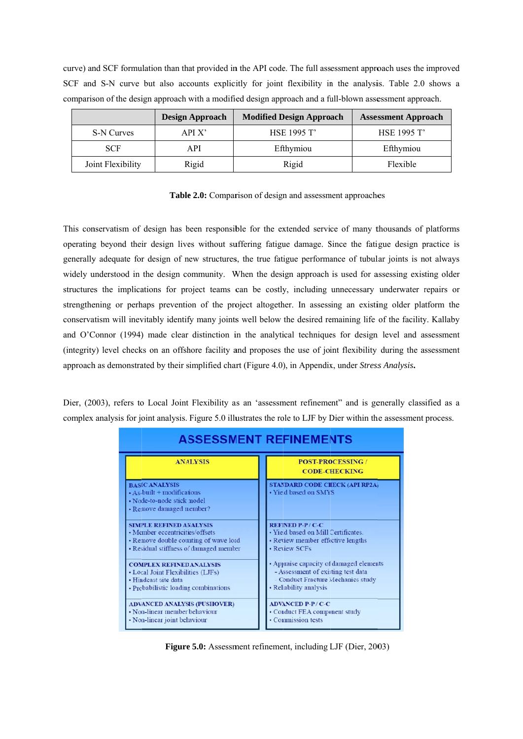curve) and SCF formulation than that provided in the API code. The full assessment approach uses the improved SCF and S-N curve but also accounts explicitly for joint flexibility in the analysis. Table 2.0 shows a comparison of the design approach with a modified design approach and a full-blown assessment approach.

| | Design Approach | Modified Design Approach | Assessment Approach |
|---|---|---|---|
| S-N Curves | API X' | HSE 1995 T' | HSE 1995 T' |
| SCF | API | Efthymiou | Efthymiou |
| Joint Flexibility | Rigid | Rigid | Flexible |

**Table 2.0:** Comparison of design and assessment approaches

This conservatism of design has been responsible for the extended service of many thousands of platforms operating beyond their design lives without suffering fatigue damage. Since the fatigue design practice is generally adequate for design of new structures, the true fatigue performance of tubular joints is not always widely understood in the design community. When the design approach is used for assessing existing older structures the implications for project teams can be costly, including unnecessary underwater repairs or strengthening or perhaps prevention of the project altogether. In assessing an existing older platform the conservatism will inevitably identify many joints well below the desired remaining life of the facility. Kallaby and O'Connor (1994) made clear distinction in the analytical techniques for design level and assessment (integrity) level checks on an offshore facility and proposes the use of joint flexibility during the assessment approach as demonstrated by their simplified chart (Figure 4.0), in Appendix, under *Stress Analysis***.**

Dier, (2003), refers to Local Joint Flexibility as an 'assessment refinement" and is generally classified as a complex analysis for joint analysis. Figure 5.0 illustrates the role to LJF by Dier within the assessment process.

**ASSESSMENT REFINEMENTS**

| ANALYSIS | POST-PROCESSING / CODE-CHECKING |
|---|---|
| **BASIC ANALYSIS**<br>• As-built + modifications<br>• Node-to-node stick model<br>• Remove damaged member? | **STANDARD CODE CHECK (API RP2A)**<br>• Yield based on SMYS |
| **SIMPLE REFINED ANALYSIS**<br>• Member eccentricities/offsets<br>• Remove double counting of wave load<br>• Residual stiffness of damaged member | **REFINED P-P / C-C**<br>• Yield based on Mill Certificates.<br>• Review member effective lengths<br>• Review SCFs |
| **COMPLEX REFINED ANALYSIS**<br>• Local Joint Flexibilities (LJFs)<br>• Hindcast site data<br>• Probabilistic loading combinations | • Appraise capacity of damaged elements<br>- Assessment of existing test data<br>- Conduct Fracture Mechanics study<br>• Reliability analysis |
| **ADVANCED ANALYSIS (PUSHOVER)**<br>• Non-linear member behaviour<br>• Non-linear joint behaviour | **ADVANCED P-P / C-C**<br>• Conduct FEA component study<br>• Commission tests |

**Figure 5.0:** Assessment refinement, including LJF (Dier, 2003)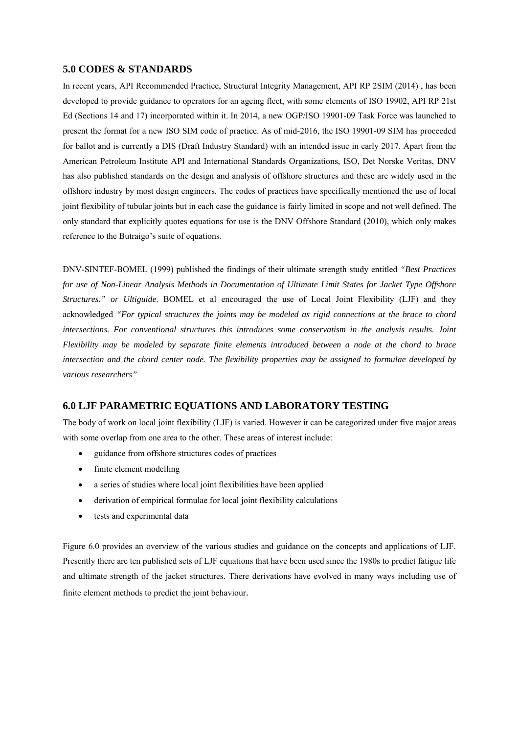## 5.0 CODES & STANDARDS

In recent years, API Recommended Practice, Structural Integrity Management, API RP 2SIM (2014) , has been developed to provide guidance to operators for an ageing fleet, with some elements of ISO 19902, API RP 21st Ed (Sections 14 and 17) incorporated within it. In 2014, a new OGP/ISO 19901-09 Task Force was launched to present the format for a new ISO SIM code of practice. As of mid-2016, the ISO 19901-09 SIM has proceeded for ballot and is currently a DIS (Draft Industry Standard) with an intended issue in early 2017. Apart from the American Petroleum Institute API and International Standards Organizations, ISO, Det Norske Veritas, DNV has also published standards on the design and analysis of offshore structures and these are widely used in the offshore industry by most design engineers. The codes of practices have specifically mentioned the use of local joint flexibility of tubular joints but in each case the guidance is fairly limited in scope and not well defined. The only standard that explicitly quotes equations for use is the DNV Offshore Standard (2010), which only makes reference to the Butraigo's suite of equations.

DNV-SINTEF-BOMEL (1999) published the findings of their ultimate strength study entitled *"Best Practices for use of Non-Linear Analysis Methods in Documentation of Ultimate Limit States for Jacket Type Offshore Structures." or Ultiguide*. BOMEL et al encouraged the use of Local Joint Flexibility (LJF) and they acknowledged *"For typical structures the joints may be modeled as rigid connections at the brace to chord intersections. For conventional structures this introduces some conservatism in the analysis results. Joint Flexibility may be modeled by separate finite elements introduced between a node at the chord to brace intersection and the chord center node. The flexibility properties may be assigned to formulae developed by various researchers"*

## 6.0 LJF PARAMETRIC EQUATIONS AND LABORATORY TESTING

The body of work on local joint flexibility (LJF) is varied. However it can be categorized under five major areas with some overlap from one area to the other. These areas of interest include:

- guidance from offshore structures codes of practices
- finite element modelling
- a series of studies where local joint flexibilities have been applied
- derivation of empirical formulae for local joint flexibility calculations
- tests and experimental data

Figure 6.0 provides an overview of the various studies and guidance on the concepts and applications of LJF. Presently there are ten published sets of LJF equations that have been used since the 1980s to predict fatigue life and ultimate strength of the jacket structures. There derivations have evolved in many ways including use of finite element methods to predict the joint behaviour.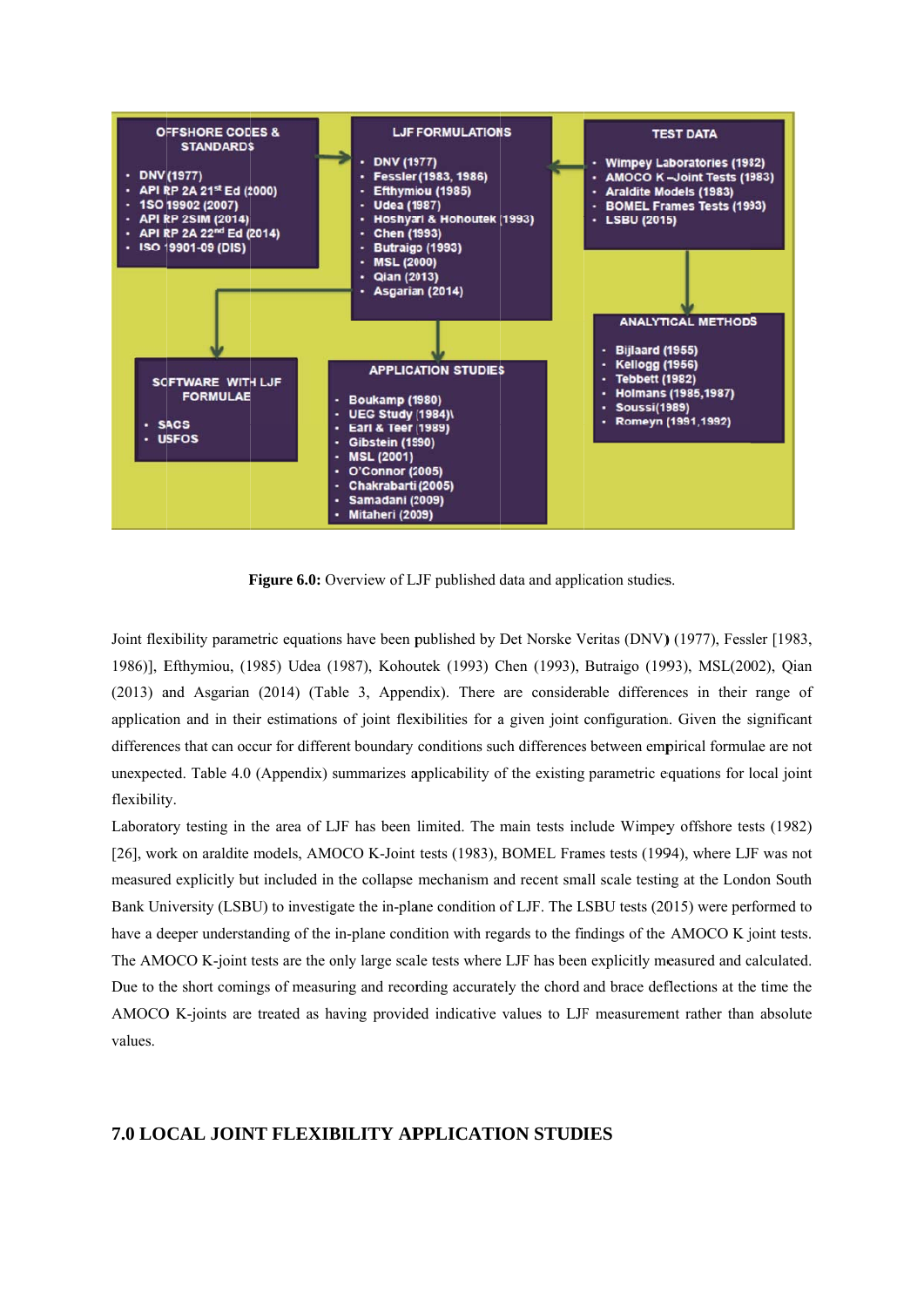**OFFSHORE CODES & STANDARDS**

- DNV (1977)
- API RP 2A 21st Ed (2000)
- ISO 19902 (2007)
- API RP 2SIM (2014)
- API RP 2A 22nd Ed (2014)
- ISO 19901-09 (DIS)

**LJF FORMULATIONS**

- DNV (1977)
- Fessler (1983, 1986)
- Efthymiou (1985)
- Udea (1987)
- Hoshyari & Hohoutek (1993)
- Chen (1993)
- Butraigo (1993)
- MSL (2000)
- Qian (2013)
- Asgarian (2014)

**TEST DATA**

- Wimpey Laboratories (1982)
- AMOCO K –Joint Tests (1983)
- Araldite Models (1983)
- BOMEL Frames Tests (1993)
- LSBU (2015)

**SOFTWARE WITH LJF FORMULAE**

- SACS
- USFOS

**APPLICATION STUDIES**

- Boukamp (1980)
- UEG Study (1984)
- Earl & Teer (1989)
- Gibstein (1990)
- MSL (2001)
- O'Connor (2005)
- Chakrabarti (2005)
- Samadani (2009)
- Mitaheri (2009)

**ANALYTICAL METHODS**

- Bijlaard (1955)
- Kellogg (1956)
- Tebbett (1982)
- Holmans (1985,1987)
- Soussi(1989)
- Romeyn (1991,1992)

**Figure 6.0:** Overview of LJF published data and application studies.

Joint flexibility parametric equations have been published by Det Norske Veritas (DNV) (1977), Fessler [1983, 1986)], Efthymiou, (1985) Udea (1987), Kohoutek (1993) Chen (1993), Butraigo (1993), MSL(2002), Qian (2013) and Asgarian (2014) (Table 3, Appendix). There are considerable differences in their range of application and in their estimations of joint flexibilities for a given joint configuration. Given the significant differences that can occur for different boundary conditions such differences between empirical formulae are not unexpected. Table 4.0 (Appendix) summarizes applicability of the existing parametric equations for local joint flexibility.

Laboratory testing in the area of LJF has been limited. The main tests include Wimpey offshore tests (1982) [26], work on araldite models, AMOCO K-Joint tests (1983), BOMEL Frames tests (1994), where LJF was not measured explicitly but included in the collapse mechanism and recent small scale testing at the London South Bank University (LSBU) to investigate the in-plane condition of LJF. The LSBU tests (2015) were performed to have a deeper understanding of the in-plane condition with regards to the findings of the AMOCO K joint tests. The AMOCO K-joint tests are the only large scale tests where LJF has been explicitly measured and calculated. Due to the short comings of measuring and recording accurately the chord and brace deflections at the time the AMOCO K-joints are treated as having provided indicative values to LJF measurement rather than absolute values.

## 7.0 LOCAL JOINT FLEXIBILITY APPLICATION STUDIES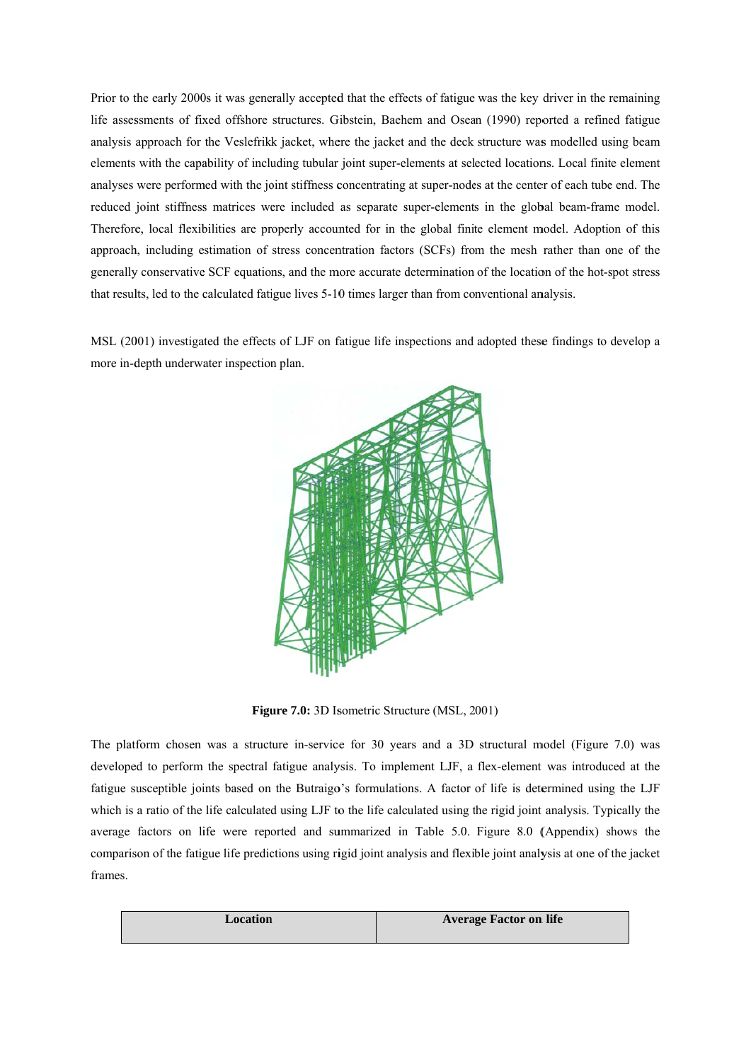Prior to the early 2000s it was generally accepted that the effects of fatigue was the key driver in the remaining life assessments of fixed offshore structures. Gibstein, Baehem and Osean (1990) reported a refined fatigue analysis approach for the Veslefrikk jacket, where the jacket and the deck structure was modelled using beam elements with the capability of including tubular joint super-elements at selected locations. Local finite element analyses were performed with the joint stiffness concentrating at super-nodes at the center of each tube end. The reduced joint stiffness matrices were included as separate super-elements in the global beam-frame model. Therefore, local flexibilities are properly accounted for in the global finite element model. Adoption of this approach, including estimation of stress concentration factors (SCFs) from the mesh rather than one of the generally conservative SCF equations, and the more accurate determination of the location of the hot-spot stress that results, led to the calculated fatigue lives 5-10 times larger than from conventional analysis.

MSL (2001) investigated the effects of LJF on fatigue life inspections and adopted these findings to develop a more in-depth underwater inspection plan.

**Figure 7.0:** 3D Isometric Structure (MSL, 2001)

The platform chosen was a structure in-service for 30 years and a 3D structural model (Figure 7.0) was developed to perform the spectral fatigue analysis. To implement LJF, a flex-element was introduced at the fatigue susceptible joints based on the Butraigo's formulations. A factor of life is determined using the LJF which is a ratio of the life calculated using LJF to the life calculated using the rigid joint analysis. Typically the average factors on life were reported and summarized in Table 5.0. Figure 8.0 (Appendix) shows the comparison of the fatigue life predictions using rigid joint analysis and flexible joint analysis at one of the jacket frames.

| Location | Average Factor on life |
| --- | --- |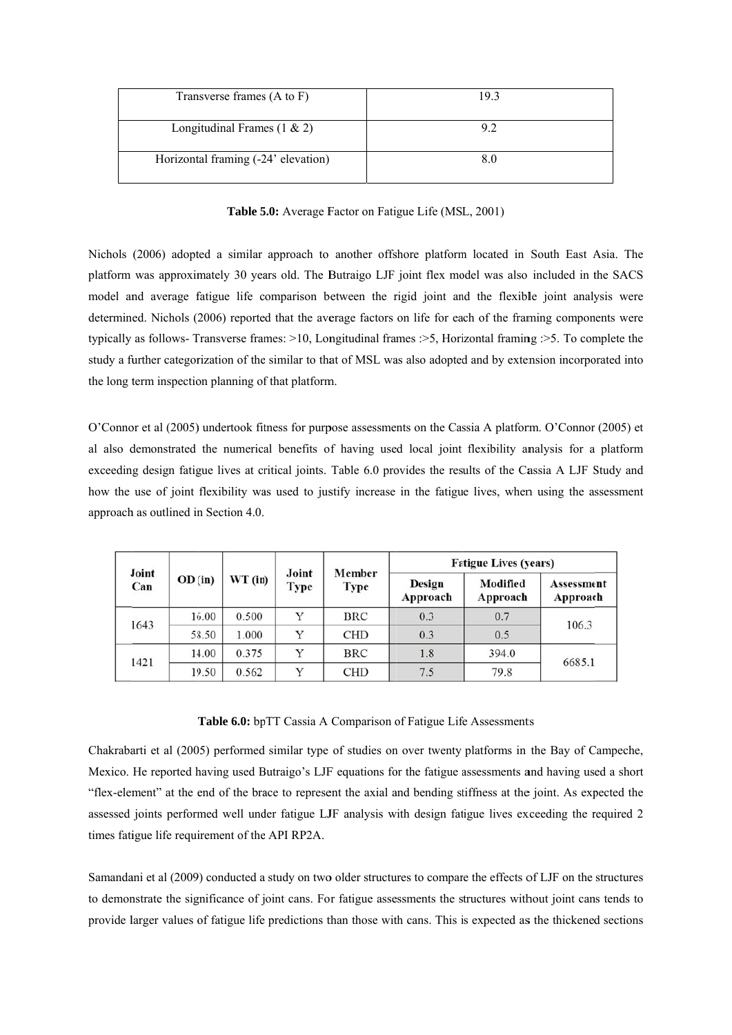| Transverse frames (A to F) | 19.3 |
| --- | --- |
| Longitudinal Frames (1 & 2) | 9.2 |
| Horizontal framing (-24' elevation) | 8.0 |

**Table 5.0:** Average Factor on Fatigue Life (MSL, 2001)

Nichols (2006) adopted a similar approach to another offshore platform located in South East Asia. The platform was approximately 30 years old. The Butraigo LJF joint flex model was also included in the SACS model and average fatigue life comparison between the rigid joint and the flexible joint analysis were determined. Nichols (2006) reported that the average factors on life for each of the framing components were typically as follows- Transverse frames: >10, Longitudinal frames :>5, Horizontal framing :>5. To complete the study a further categorization of the similar to that of MSL was also adopted and by extension incorporated into the long term inspection planning of that platform.

O'Connor et al (2005) undertook fitness for purpose assessments on the Cassia A platform. O'Connor (2005) et al also demonstrated the numerical benefits of having used local joint flexibility analysis for a platform exceeding design fatigue lives at critical joints. Table 6.0 provides the results of the Cassia A LJF Study and how the use of joint flexibility was used to justify increase in the fatigue lives, when using the assessment approach as outlined in Section 4.0.

| Joint Can | OD (in) | WT (in) | Joint Type | Member Type | Fatigue Lives (years) | | |
| --- | --- | --- | --- | --- | --- | --- | --- |
| | | | | | Design Approach | Modified Approach | Assessment Approach |
| 1643 | 16.00 | 0.500 | Y | BRC | 0.3 | 0.7 | 106.3 |
| | 58.50 | 1.000 | Y | CHD | 0.3 | 0.5 | |
| 1421 | 14.00 | 0.375 | Y | BRC | 1.8 | 394.0 | 6685.1 |
| | 19.50 | 0.562 | Y | CHD | 7.5 | 79.8 | |

**Table 6.0:** bpTT Cassia A Comparison of Fatigue Life Assessments

Chakrabarti et al (2005) performed similar type of studies on over twenty platforms in the Bay of Campeche, Mexico. He reported having used Butraigo's LJF equations for the fatigue assessments and having used a short "flex-element" at the end of the brace to represent the axial and bending stiffness at the joint. As expected the assessed joints performed well under fatigue LJF analysis with design fatigue lives exceeding the required 2 times fatigue life requirement of the API RP2A.

Samandani et al (2009) conducted a study on two older structures to compare the effects of LJF on the structures to demonstrate the significance of joint cans. For fatigue assessments the structures without joint cans tends to provide larger values of fatigue life predictions than those with cans. This is expected as the thickened sections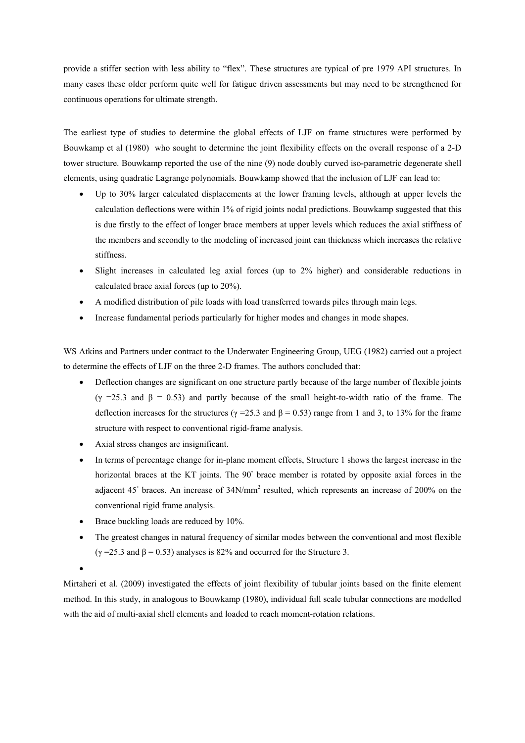provide a stiffer section with less ability to "flex". These structures are typical of pre 1979 API structures. In many cases these older perform quite well for fatigue driven assessments but may need to be strengthened for continuous operations for ultimate strength.

The earliest type of studies to determine the global effects of LJF on frame structures were performed by Bouwkamp et al (1980) who sought to determine the joint flexibility effects on the overall response of a 2-D tower structure. Bouwkamp reported the use of the nine (9) node doubly curved iso-parametric degenerate shell elements, using quadratic Lagrange polynomials. Bouwkamp showed that the inclusion of LJF can lead to:

- Up to 30% larger calculated displacements at the lower framing levels, although at upper levels the calculation deflections were within 1% of rigid joints nodal predictions. Bouwkamp suggested that this is due firstly to the effect of longer brace members at upper levels which reduces the axial stiffness of the members and secondly to the modeling of increased joint can thickness which increases the relative stiffness.
- Slight increases in calculated leg axial forces (up to 2% higher) and considerable reductions in calculated brace axial forces (up to 20%).
- A modified distribution of pile loads with load transferred towards piles through main legs.
- Increase fundamental periods particularly for higher modes and changes in mode shapes.

WS Atkins and Partners under contract to the Underwater Engineering Group, UEG (1982) carried out a project to determine the effects of LJF on the three 2-D frames. The authors concluded that:

- Deflection changes are significant on one structure partly because of the large number of flexible joints ($\gamma$ =25.3 and $\beta$ = 0.53) and partly because of the small height-to-width ratio of the frame. The deflection increases for the structures ($\gamma$ =25.3 and $\beta$ = 0.53) range from 1 and 3, to 13% for the frame structure with respect to conventional rigid-frame analysis.
- Axial stress changes are insignificant.
- In terms of percentage change for in-plane moment effects, Structure 1 shows the largest increase in the horizontal braces at the KT joints. The $90^{\circ}$ brace member is rotated by opposite axial forces in the adjacent $45^{\circ}$ braces. An increase of $34\text{N/mm}^2$ resulted, which represents an increase of 200% on the conventional rigid frame analysis.
- Brace buckling loads are reduced by 10%.
- The greatest changes in natural frequency of similar modes between the conventional and most flexible ($\gamma$ =25.3 and $\beta$ = 0.53) analyses is 82% and occurred for the Structure 3.
-

Mirtaheri et al. (2009) investigated the effects of joint flexibility of tubular joints based on the finite element method. In this study, in analogous to Bouwkamp (1980), individual full scale tubular connections are modelled with the aid of multi-axial shell elements and loaded to reach moment-rotation relations.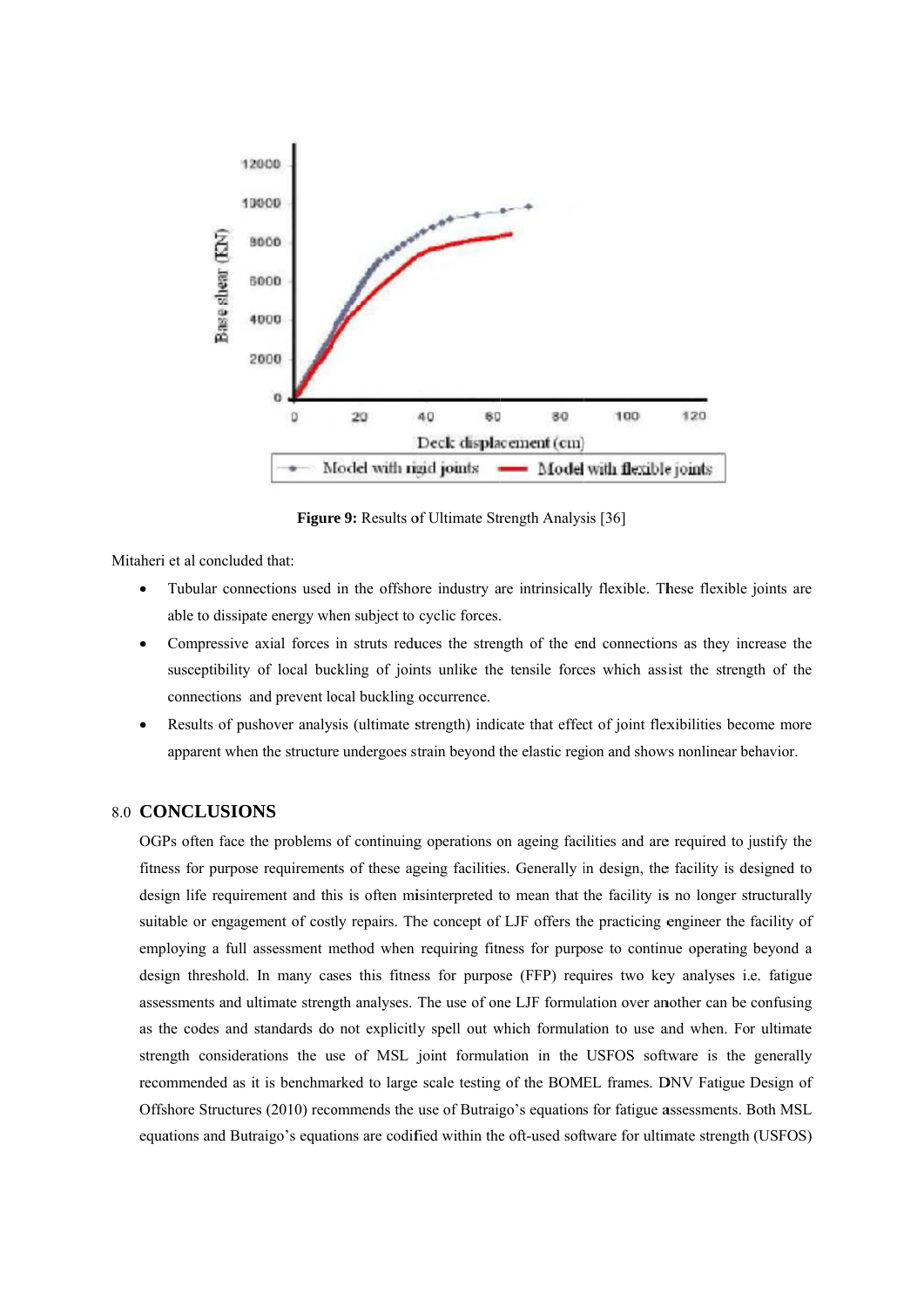**Figure 9:** Results of Ultimate Strength Analysis [36]

Mitaheri et al concluded that:

- Tubular connections used in the offshore industry are intrinsically flexible. These flexible joints are able to dissipate energy when subject to cyclic forces.
- Compressive axial forces in struts reduces the strength of the end connections as they increase the susceptibility of local buckling of joints unlike the tensile forces which assist the strength of the connections and prevent local buckling occurrence.
- Results of pushover analysis (ultimate strength) indicate that effect of joint flexibilities become more apparent when the structure undergoes strain beyond the elastic region and shows nonlinear behavior.

## 8.0 CONCLUSIONS

OGPs often face the problems of continuing operations on ageing facilities and are required to justify the fitness for purpose requirements of these ageing facilities. Generally in design, the facility is designed to design life requirement and this is often misinterpreted to mean that the facility is no longer structurally suitable or engagement of costly repairs. The concept of LJF offers the practicing engineer the facility of employing a full assessment method when requiring fitness for purpose to continue operating beyond a design threshold. In many cases this fitness for purpose (FFP) requires two key analyses i.e. fatigue assessments and ultimate strength analyses. The use of one LJF formulation over another can be confusing as the codes and standards do not explicitly spell out which formulation to use and when. For ultimate strength considerations the use of MSL joint formulation in the USFOS software is the generally recommended as it is benchmarked to large scale testing of the BOMEL frames. DNV Fatigue Design of Offshore Structures (2010) recommends the use of Butraigo's equations for fatigue assessments. Both MSL equations and Butraigo's equations are codified within the oft-used software for ultimate strength (USFOS)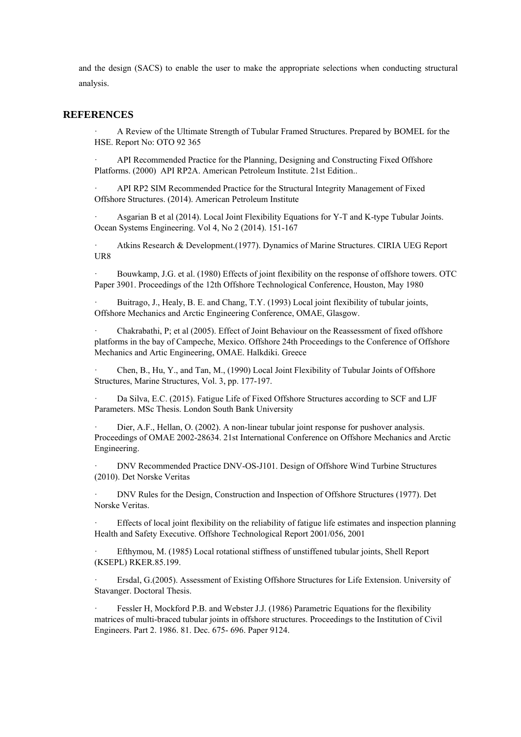and the design (SACS) to enable the user to make the appropriate selections when conducting structural analysis.

## REFERENCES

- A Review of the Ultimate Strength of Tubular Framed Structures. Prepared by BOMEL for the HSE. Report No: OTO 92 365
- API Recommended Practice for the Planning, Designing and Constructing Fixed Offshore Platforms. (2000) API RP2A. American Petroleum Institute. 21st Edition..
- API RP2 SIM Recommended Practice for the Structural Integrity Management of Fixed Offshore Structures. (2014). American Petroleum Institute
- Asgarian B et al (2014). Local Joint Flexibility Equations for Y-T and K-type Tubular Joints. Ocean Systems Engineering. Vol 4, No 2 (2014). 151-167
- Atkins Research & Development.(1977). Dynamics of Marine Structures. CIRIA UEG Report UR8
- Bouwkamp, J.G. et al. (1980) Effects of joint flexibility on the response of offshore towers. OTC Paper 3901. Proceedings of the 12th Offshore Technological Conference, Houston, May 1980
- Buitrago, J., Healy, B. E. and Chang, T.Y. (1993) Local joint flexibility of tubular joints, Offshore Mechanics and Arctic Engineering Conference, OMAE, Glasgow.
- Chakrabathi, P; et al (2005). Effect of Joint Behaviour on the Reassessment of fixed offshore platforms in the bay of Campeche, Mexico. Offshore 24th Proceedings to the Conference of Offshore Mechanics and Artic Engineering, OMAE. Halkdiki. Greece
- Chen, B., Hu, Y., and Tan, M., (1990) Local Joint Flexibility of Tubular Joints of Offshore Structures, Marine Structures, Vol. 3, pp. 177-197.
- Da Silva, E.C. (2015). Fatigue Life of Fixed Offshore Structures according to SCF and LJF Parameters. MSc Thesis. London South Bank University
- Dier, A.F., Hellan, O. (2002). A non-linear tubular joint response for pushover analysis. Proceedings of OMAE 2002-28634. 21st International Conference on Offshore Mechanics and Arctic Engineering.
- DNV Recommended Practice DNV-OS-J101. Design of Offshore Wind Turbine Structures (2010). Det Norske Veritas
- DNV Rules for the Design, Construction and Inspection of Offshore Structures (1977). Det Norske Veritas.
- Effects of local joint flexibility on the reliability of fatigue life estimates and inspection planning Health and Safety Executive. Offshore Technological Report 2001/056, 2001
- Efthymou, M. (1985) Local rotational stiffness of unstiffened tubular joints, Shell Report (KSEPL) RKER.85.199.
- Ersdal, G.(2005). Assessment of Existing Offshore Structures for Life Extension. University of Stavanger. Doctoral Thesis.
- Fessler H, Mockford P.B. and Webster J.J. (1986) Parametric Equations for the flexibility matrices of multi-braced tubular joints in offshore structures. Proceedings to the Institution of Civil Engineers. Part 2. 1986. 81. Dec. 675- 696. Paper 9124.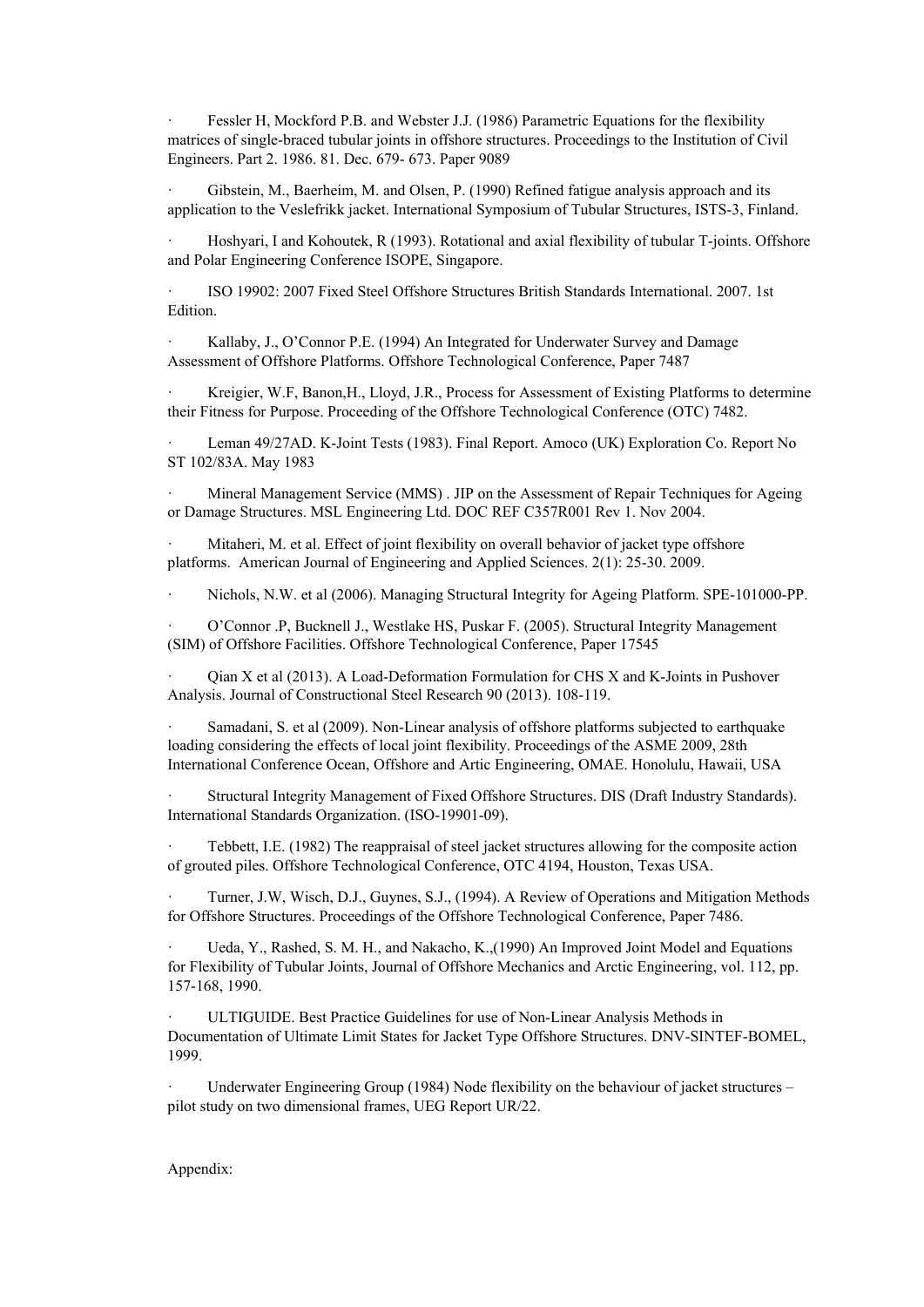- Fessler H, Mockford P.B. and Webster J.J. (1986) Parametric Equations for the flexibility matrices of single-braced tubular joints in offshore structures. Proceedings to the Institution of Civil Engineers. Part 2. 1986. 81. Dec. 679- 673. Paper 9089

- Gibstein, M., Baerheim, M. and Olsen, P. (1990) Refined fatigue analysis approach and its application to the Veslefrikk jacket. International Symposium of Tubular Structures, ISTS-3, Finland.

- Hoshyari, I and Kohoutek, R (1993). Rotational and axial flexibility of tubular T-joints. Offshore and Polar Engineering Conference ISOPE, Singapore.

- ISO 19902: 2007 Fixed Steel Offshore Structures British Standards International. 2007. 1st Edition.

- Kallaby, J., O'Connor P.E. (1994) An Integrated for Underwater Survey and Damage Assessment of Offshore Platforms. Offshore Technological Conference, Paper 7487

- Kreigier, W.F, Banon,H., Lloyd, J.R., Process for Assessment of Existing Platforms to determine their Fitness for Purpose. Proceeding of the Offshore Technological Conference (OTC) 7482.

- Leman 49/27AD. K-Joint Tests (1983). Final Report. Amoco (UK) Exploration Co. Report No ST 102/83A. May 1983

- Mineral Management Service (MMS) . JIP on the Assessment of Repair Techniques for Ageing or Damage Structures. MSL Engineering Ltd. DOC REF C357R001 Rev 1. Nov 2004.

- Mitaheri, M. et al. Effect of joint flexibility on overall behavior of jacket type offshore platforms. American Journal of Engineering and Applied Sciences. 2(1): 25-30. 2009.

- Nichols, N.W. et al (2006). Managing Structural Integrity for Ageing Platform. SPE-101000-PP.

- O'Connor .P, Bucknell J., Westlake HS, Puskar F. (2005). Structural Integrity Management (SIM) of Offshore Facilities. Offshore Technological Conference, Paper 17545

- Qian X et al (2013). A Load-Deformation Formulation for CHS X and K-Joints in Pushover Analysis. Journal of Constructional Steel Research 90 (2013). 108-119.

- Samadani, S. et al (2009). Non-Linear analysis of offshore platforms subjected to earthquake loading considering the effects of local joint flexibility. Proceedings of the ASME 2009, 28th International Conference Ocean, Offshore and Artic Engineering, OMAE. Honolulu, Hawaii, USA

- Structural Integrity Management of Fixed Offshore Structures. DIS (Draft Industry Standards). International Standards Organization. (ISO-19901-09).

- Tebbett, I.E. (1982) The reappraisal of steel jacket structures allowing for the composite action of grouted piles. Offshore Technological Conference, OTC 4194, Houston, Texas USA.

- Turner, J.W, Wisch, D.J., Guynes, S.J., (1994). A Review of Operations and Mitigation Methods for Offshore Structures. Proceedings of the Offshore Technological Conference, Paper 7486.

- Ueda, Y., Rashed, S. M. H., and Nakacho, K.,(1990) An Improved Joint Model and Equations for Flexibility of Tubular Joints, Journal of Offshore Mechanics and Arctic Engineering, vol. 112, pp. 157-168, 1990.

- ULTIGUIDE. Best Practice Guidelines for use of Non-Linear Analysis Methods in Documentation of Ultimate Limit States for Jacket Type Offshore Structures. DNV-SINTEF-BOMEL, 1999.

- Underwater Engineering Group (1984) Node flexibility on the behaviour of jacket structures – pilot study on two dimensional frames, UEG Report UR/22.

Appendix: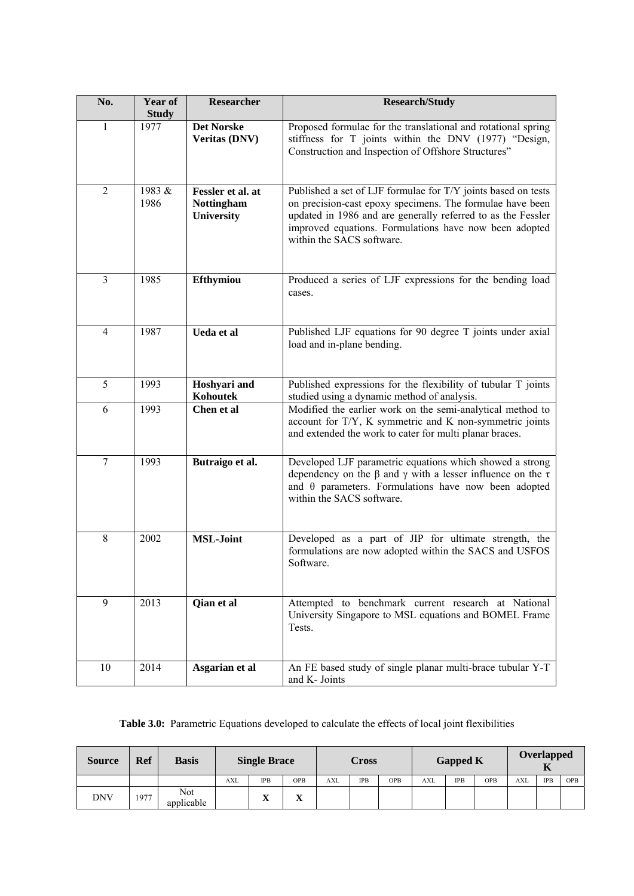| No. | Year of Study | Researcher | Research/Study |
|---|---|---|---|
| 1 | 1977 | **Det Norske Veritas (DNV)** | Proposed formulae for the translational and rotational spring stiffness for T joints within the DNV (1977) "Design, Construction and Inspection of Offshore Structures" |
| 2 | 1983 & 1986 | **Fessler et al. at Nottingham University** | Published a set of LJF formulae for T/Y joints based on tests on precision-cast epoxy specimens. The formulae have been updated in 1986 and are generally referred to as the Fessler improved equations. Formulations have now been adopted within the SACS software. |
| 3 | 1985 | **Efthymiou** | Produced a series of LJF expressions for the bending load cases. |
| 4 | 1987 | **Ueda et al** | Published LJF equations for 90 degree T joints under axial load and in-plane bending. |
| 5 | 1993 | **Hoshyari and Kohoutek** | Published expressions for the flexibility of tubular T joints studied using a dynamic method of analysis. |
| 6 | 1993 | **Chen et al** | Modified the earlier work on the semi-analytical method to account for T/Y, K symmetric and K non-symmetric joints and extended the work to cater for multi planar braces. |
| 7 | 1993 | **Butraigo et al.** | Developed LJF parametric equations which showed a strong dependency on the $\beta$ and $\gamma$ with a lesser influence on the $\tau$ and $\theta$ parameters. Formulations have now been adopted within the SACS software. |
| 8 | 2002 | **MSL-Joint** | Developed as a part of JIP for ultimate strength, the formulations are now adopted within the SACS and USFOS Software. |
| 9 | 2013 | **Qian et al** | Attempted to benchmark current research at National University Singapore to MSL equations and BOMEL Frame Tests. |
| 10 | 2014 | **Asgarian et al** | An FE based study of single planar multi-brace tubular Y-T and K- Joints |

**Table 3.0:** Parametric Equations developed to calculate the effects of local joint flexibilities

| Source | Ref | Basis | Single Brace | | | Cross | | | Gapped K | | | Overlapped K | | |
|---|---|---|---|---|---|---|---|---|---|---|---|---|---|---|
| | | | AXL | IPB | OPB | AXL | IPB | OPB | AXL | IPB | OPB | AXL | IPB | OPB |
| DNV | 1977 | Not applicable | | X | X | | | | | | | | | |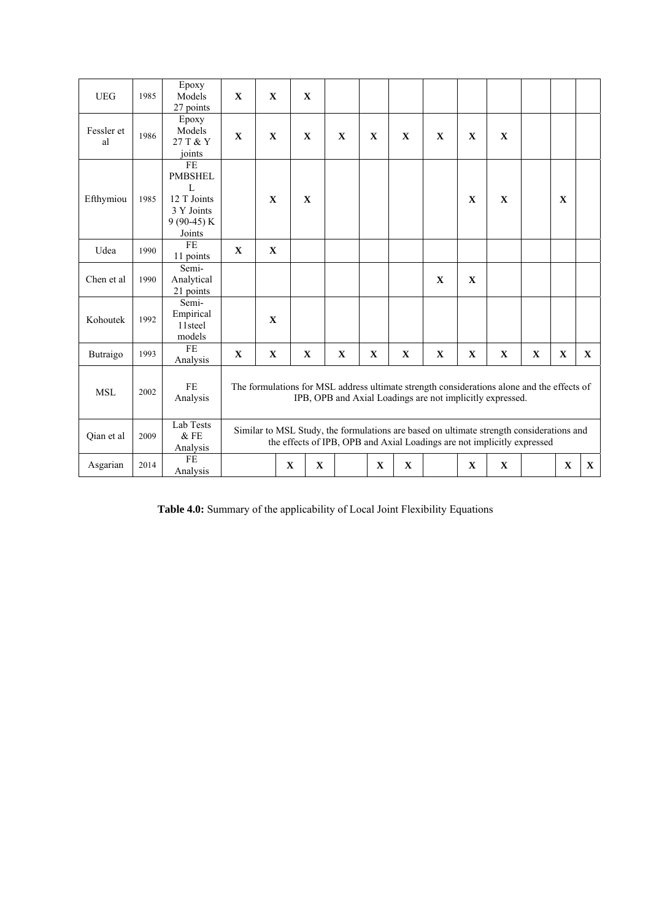| | | | | | | | | | | | | | | |
|---|---|---|---|---|---|---|---|---|---|---|---|---|---|---|
| UEG | 1985 | Epoxy Models 27 points | **X** | **X** | **X** | | | | | | | | | |
| Fessler et al | 1986 | Epoxy Models 27 T & Y joints | **X** | **X** | **X** | **X** | **X** | **X** | **X** | **X** | **X** | | | |
| Efthymiou | 1985 | FE PMBSHELL 12 T Joints 3 Y Joints 9 (90-45) K Joints | | **X** | **X** | | | | | **X** | **X** | | **X** | |
| Udea | 1990 | FE 11 points | **X** | **X** | | | | | | | | | | |
| Chen et al | 1990 | Semi-Analytical 21 points | | | | | | | **X** | **X** | | | | |
| Kohoutek | 1992 | Semi-Empirical 11steel models | | **X** | | | | | | | | | | |
| Butraigo | 1993 | FE Analysis | **X** | **X** | **X** | **X** | **X** | **X** | **X** | **X** | **X** | **X** | **X** | **X** |
| MSL | 2002 | FE Analysis | The formulations for MSL address ultimate strength considerations alone and the effects of IPB, OPB and Axial Loadings are not implicitly expressed. | | | | | | | | | | | |
| Qian et al | 2009 | Lab Tests & FE Analysis | Similar to MSL Study, the formulations are based on ultimate strength considerations and the effects of IPB, OPB and Axial Loadings are not implicitly expressed | | | | | | | | | | | |
| Asgarian | 2014 | FE Analysis | | **X** | **X** | | **X** | **X** | | **X** | **X** | | **X** | **X** |

**Table 4.0:** Summary of the applicability of Local Joint Flexibility Equations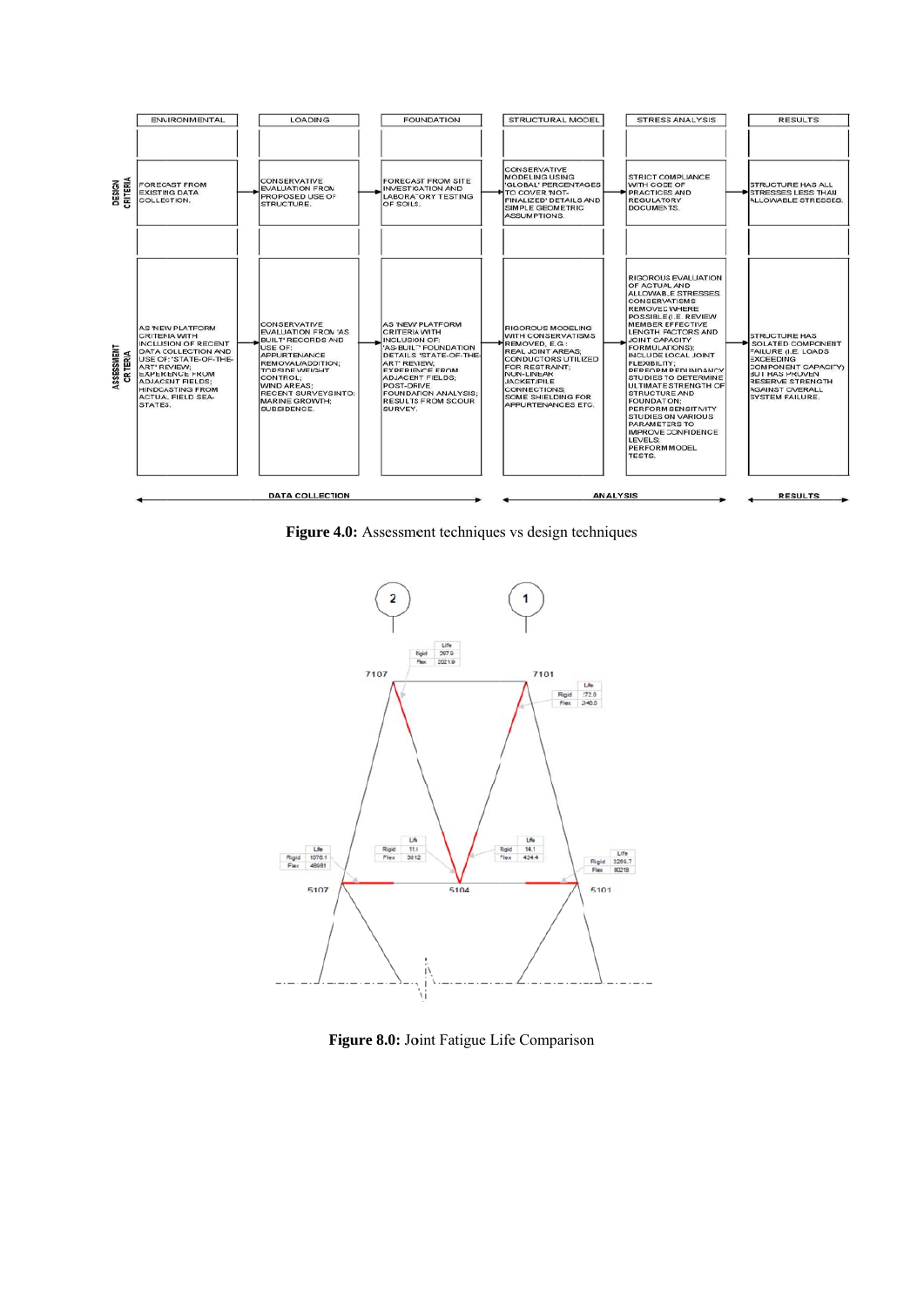| | ENVIRONMENTAL | LOADING | FOUNDATION | STRUCTURAL MODEL | STRESS ANALYSIS | RESULTS |
|---|---|---|---|---|---|---|
| DESIGN CRITERIA | FORECAST FROM EXISTING DATA COLLECTION. | CONSERVATIVE EVALUATION FROM PROPOSED USE OF STRUCTURE. | FORECAST FROM SITE INVESTIGATION AND LABORATORY TESTING OF SOILS. | CONSERVATIVE MODELING USING 'GLOBAL' PERCENTAGES TO COVER 'NOT-FINALIZED' DETAILS AND SIMPLE GEOMETRIC ASSUMPTIONS. | STRICT COMPLIANCE WITH CODE OF PRACTICES AND REGULATORY DOCUMENTS. | STRUCTURE HAS ALL STRESSES LESS THAN ALLOWABLE STRESSES. |
| ASSESSMENT CRITERIA | AS 'NEW PLATFORM' CRITERIA WITH INCLUSION OF RECENT DATA COLLECTION AND USE OF: 'STATE-OF-THE-ART' REVIEW; EXPERIENCE FROM ADJACENT FIELDS; HINDCASTING FROM ACTUAL FIELD SEA-STATES. | CONSERVATIVE EVALUATION FROM 'AS BUILT' RECORDS AND USE OF: APPURTENANCE REMOVAL/ADDITION; TOPSIDE WEIGHT CONTROL; WIND AREAS; RECENT SURVEYS INTO: MARINE GROWTH; SUBSIDENCE. | AS 'NEW PLATFORM' CRITERIA WITH INCLUSION OF: 'AS-BUILT' FOUNDATION DETAILS 'STATE-OF-THE-ART' REVIEW; EXPERIENCE FROM ADJACENT FIELDS; POST-DRIVE FOUNDATION ANALYSIS; RESULTS FROM SCOUR SURVEY. | RIGOROUS MODELING WITH CONSERVATISMS REMOVED, E.G.: REAL JOINT AREAS; CONDUCTORS UTILIZED FOR RESTRAINT; NON-LINEAR JACKET/PILE CONNECTIONS; SOME SHIELDING FOR APPURTENANCES ETC. | RIGOROUS EVALUATION OF ACTUAL AND ALLOWABLE STRESSES. CONSERVATISMS REMOVED WHERE POSSIBLE (I.E. REVIEW MEMBER EFFECTIVE LENGTH FACTORS AND JOINT CAPACITY FORMULATIONS); INCLUDE LOCAL JOINT FLEXIBILITY; PERFORM REDUNDANCY STUDIES TO DETERMINE ULTIMATE STRENGTH OF STRUCTURE AND FOUNDATION; PERFORM SENSITIVITY STUDIES ON VARIOUS PARAMETERS TO IMPROVE CONFIDENCE LEVELS; PERFORM MODEL TESTS. | STRUCTURE HAS ISOLATED COMPONENT FAILURE (I.E. LOADS EXCEEDING COMPONENT CAPACITY) BUT HAS PROVEN RESERVE STRENGTH AGAINST OVERALL SYSTEM FAILURE. |

DATA COLLECTION — ANALYSIS — RESULTS

**Figure 4.0:** Assessment techniques vs design techniques

2
1
7107
7101
5107
5104
5101

Life
Rigid 267.9
Flex 2021.9

Life
Rigid 172.0
Flex 2140.0

Life
Rigid 1076.1
Flex 48981

Life
Rigid 11.1
Flex 3612

Life
Rigid 14.1
Flex 424.4

Life
Rigid 3266.7
Flex 80218

**Figure 8.0:** Joint Fatigue Life Comparison